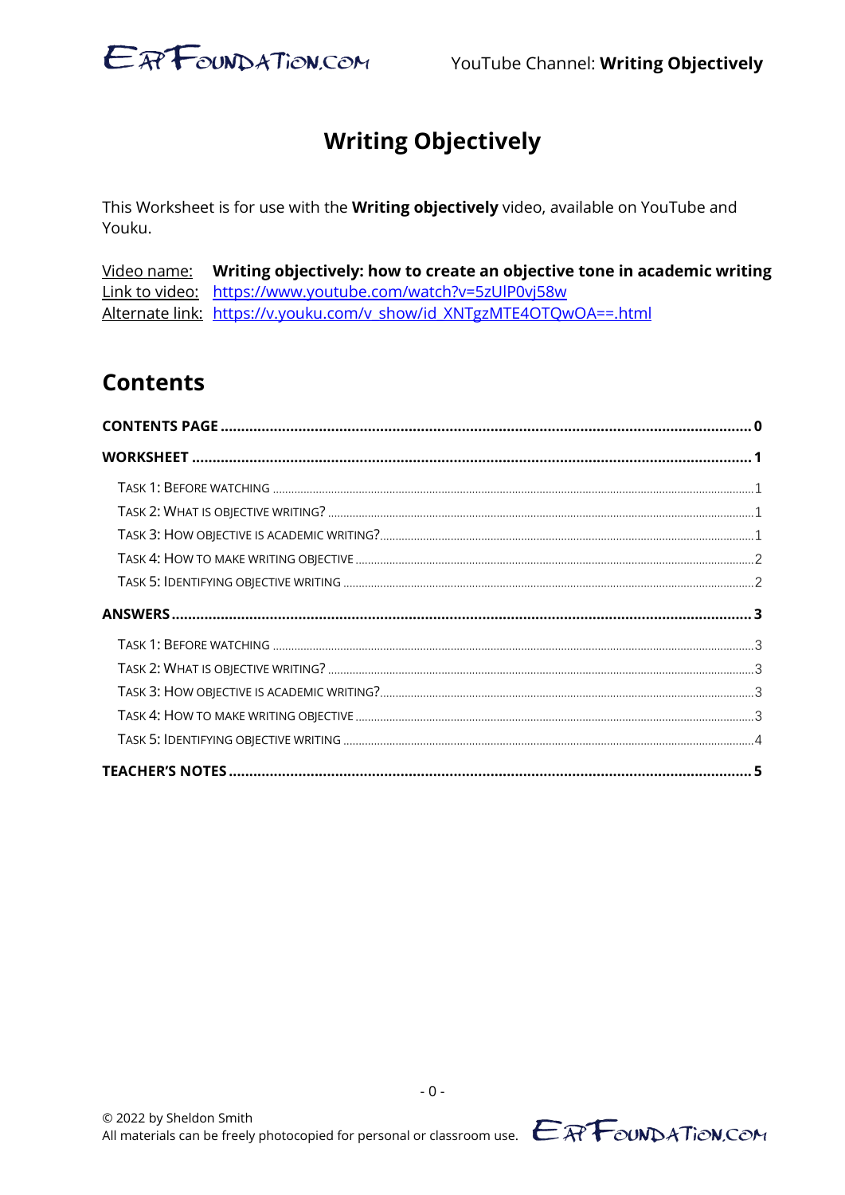# Writing Objectively

This Worksheet is for use with the **Writing objectively** video, available on YouTube and Youku.

Video name: **Writing objectively: how to create an objective tone in academic writing**
Link to video: https://www.youtube.com/watch?v=5zUlP0vj58w
Alternate link: https://v.youku.com/v_show/id_XNTgzMTE4OTQwOA==.html

## Contents

**CONTENTS PAGE** ..... **0**

**WORKSHEET** ..... **1**

- Task 1: Before watching ..... 1
- Task 2: What is objective writing? ..... 1
- Task 3: How objective is academic writing? ..... 1
- Task 4: How to make writing objective ..... 2
- Task 5: Identifying objective writing ..... 2

**ANSWERS** ..... **3**

- Task 1: Before watching ..... 3
- Task 2: What is objective writing? ..... 3
- Task 3: How objective is academic writing? ..... 3
- Task 4: How to make writing objective ..... 3
- Task 5: Identifying objective writing ..... 4

**TEACHER'S NOTES** ..... **5**

© 2022 by Sheldon Smith
All materials can be freely photocopied for personal or classroom use.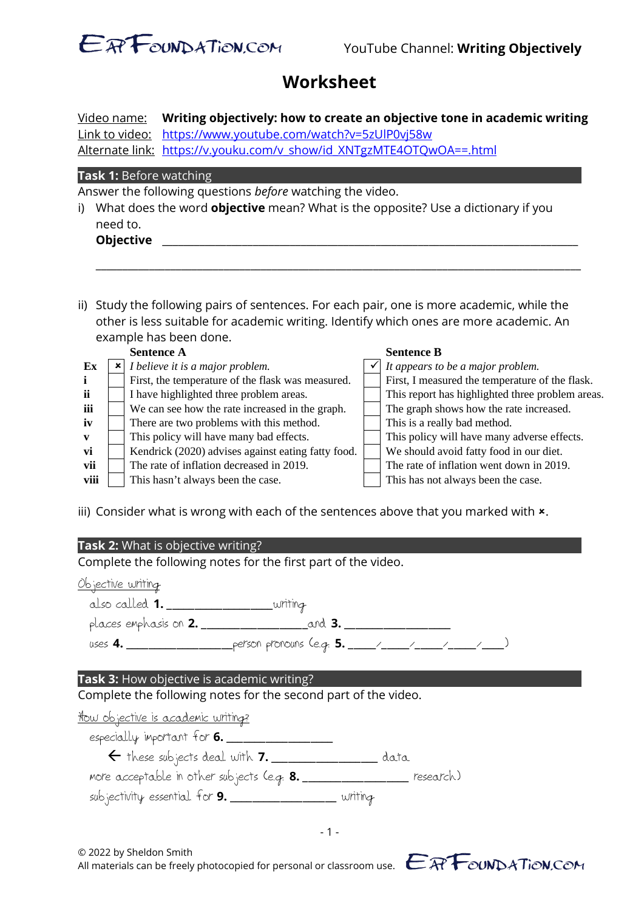YouTube Channel: **Writing Objectively**

# Worksheet

Video name: **Writing objectively: how to create an objective tone in academic writing**
Link to video: https://www.youtube.com/watch?v=5zUlP0vj58w
Alternate link: https://v.youku.com/v_show/id_XNTgzMTE4OTQwOA==.html

## Task 1: Before watching

Answer the following questions *before* watching the video.

i) What does the word **objective** mean? What is the opposite? Use a dictionary if you need to.

**Objective** ______________________________________________________________

______________________________________________________________________

ii) Study the following pairs of sentences. For each pair, one is more academic, while the other is less suitable for academic writing. Identify which ones are more academic. An example has been done.

| | | Sentence A | | Sentence B |
|---|---|---|---|---|
| Ex | × | *I believe it is a major problem.* | ✓ | *It appears to be a major problem.* |
| i | | First, the temperature of the flask was measured. | | First, I measured the temperature of the flask. |
| ii | | I have highlighted three problem areas. | | This report has highlighted three problem areas. |
| iii | | We can see how the rate increased in the graph. | | The graph shows how the rate increased. |
| iv | | There are two problems with this method. | | This is a really bad method. |
| v | | This policy will have many bad effects. | | This policy will have many adverse effects. |
| vi | | Kendrick (2020) advises against eating fatty food. | | We should avoid fatty food in our diet. |
| vii | | The rate of inflation decreased in 2019. | | The rate of inflation went down in 2019. |
| viii | | This hasn't always been the case. | | This has not always been the case. |

iii) Consider what is wrong with each of the sentences above that you marked with ×.

## Task 2: What is objective writing?

Complete the following notes for the first part of the video.

Objective writing

- also called **1.** ________________ writing
- places emphasis on **2.** ________________ and **3.** ________________
- uses **4.** ________________ person pronouns (e.g. **5.** _____/_____/_____/_____/____)

## Task 3: How objective is academic writing?

Complete the following notes for the second part of the video.

How objective is academic writing?

- especially important for **6.** ________________
  - ← these subjects deal with **7.** ________________ data
- more acceptable in other subjects (e.g. **8.** ________________ research)
- subjectivity essential for **9.** ________________ writing

© 2022 by Sheldon Smith
All materials can be freely photocopied for personal or classroom use.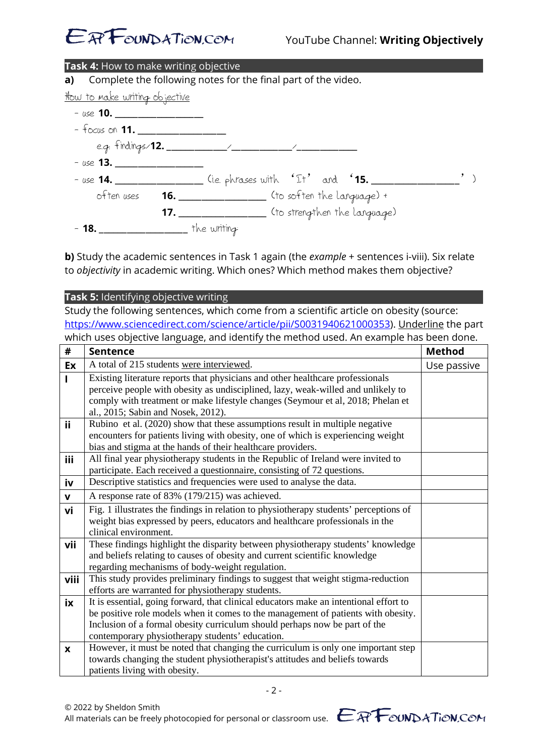## Task 4: How to make writing objective

**a)** Complete the following notes for the final part of the video.

How to make writing objective

- use **10.** __________________
- focus on **11.** __________________
  - e.g. findings/**12.** ____________/____________/____________
- use **13.** __________________
- use **14.** __________________ (i.e. phrases with 'It' and '**15.** __________________')
  - often uses **16.** __________________ (to soften the language) +
  - **17.** __________________ (to strengthen the language)
- **18.** __________________ the writing

**b)** Study the academic sentences in Task 1 again (the *example* + sentences i-viii). Six relate to *objectivity* in academic writing. Which ones? Which method makes them objective?

## Task 5: Identifying objective writing

Study the following sentences, which come from a scientific article on obesity (source: https://www.sciencedirect.com/science/article/pii/S0031940621000353). Underline the part which uses objective language, and identify the method used. An example has been done.

| # | Sentence | Method |
|---|---|---|
| Ex | A total of 215 students were interviewed. | Use passive |
| I | Existing literature reports that physicians and other healthcare professionals perceive people with obesity as undisciplined, lazy, weak-willed and unlikely to comply with treatment or make lifestyle changes (Seymour et al, 2018; Phelan et al., 2015; Sabin and Nosek, 2012). | |
| ii | Rubino et al. (2020) show that these assumptions result in multiple negative encounters for patients living with obesity, one of which is experiencing weight bias and stigma at the hands of their healthcare providers. | |
| iii | All final year physiotherapy students in the Republic of Ireland were invited to participate. Each received a questionnaire, consisting of 72 questions. | |
| iv | Descriptive statistics and frequencies were used to analyse the data. | |
| v | A response rate of 83% (179/215) was achieved. | |
| vi | Fig. 1 illustrates the findings in relation to physiotherapy students' perceptions of weight bias expressed by peers, educators and healthcare professionals in the clinical environment. | |
| vii | These findings highlight the disparity between physiotherapy students' knowledge and beliefs relating to causes of obesity and current scientific knowledge regarding mechanisms of body-weight regulation. | |
| viii | This study provides preliminary findings to suggest that weight stigma-reduction efforts are warranted for physiotherapy students. | |
| ix | It is essential, going forward, that clinical educators make an intentional effort to be positive role models when it comes to the management of patients with obesity. Inclusion of a formal obesity curriculum should perhaps now be part of the contemporary physiotherapy students' education. | |
| x | However, it must be noted that changing the curriculum is only one important step towards changing the student physiotherapist's attitudes and beliefs towards patients living with obesity. | |

© 2022 by Sheldon Smith
All materials can be freely photocopied for personal or classroom use.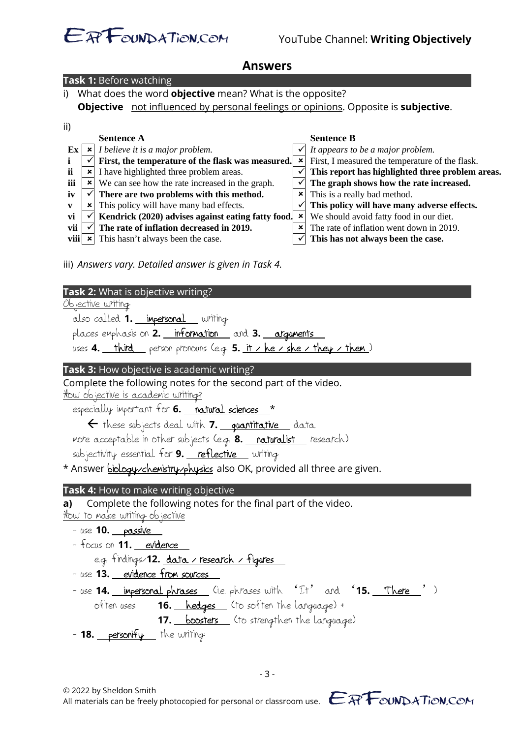# Answers

## Task 1: Before watching

i) What does the word **objective** mean? What is the opposite?

**Objective** not influenced by personal feelings or opinions. Opposite is **subjective**.

ii)

| | | Sentence A | | Sentence B |
|---|---|---|---|---|
| Ex | × | *I believe it is a major problem.* | ✓ | *It appears to be a major problem.* |
| i | ✓ | **First, the temperature of the flask was measured.** | × | First, I measured the temperature of the flask. |
| ii | × | I have highlighted three problem areas. | ✓ | **This report has highlighted three problem areas.** |
| iii | × | We can see how the rate increased in the graph. | ✓ | **The graph shows how the rate increased.** |
| iv | ✓ | **There are two problems with this method.** | × | This is a really bad method. |
| v | × | This policy will have many bad effects. | ✓ | **This policy will have many adverse effects.** |
| vi | ✓ | **Kendrick (2020) advises against eating fatty food.** | × | We should avoid fatty food in our diet. |
| vii | ✓ | **The rate of inflation decreased in 2019.** | × | The rate of inflation went down in 2019. |
| viii | × | This hasn't always been the case. | ✓ | **This has not always been the case.** |

iii) *Answers vary. Detailed answer is given in Task 4.*

## Task 2: What is objective writing?

Objective writing

- also called **1.** impersonal writing
- places emphasis on **2.** information and **3.** arguments
- uses **4.** third person pronouns (e.g. **5.** it / he / she / they / them)

## Task 3: How objective is academic writing?

Complete the following notes for the second part of the video.

How objective is academic writing?

- especially important for **6.** natural sciences *
  - ← these subjects deal with **7.** quantitative data
- more acceptable in other subjects (e.g. **8.** naturalist research)
- subjectivity essential for **9.** reflective writing

\* Answer biology/chemistry/physics also OK, provided all three are given.

## Task 4: How to make writing objective

**a)** Complete the following notes for the final part of the video.

How to make writing objective

- use **10.** passive
- focus on **11.** evidence
  - e.g. findings/**12.** data / research / figures
- use **13.** evidence from sources
- use **14.** impersonal phrases (i.e. phrases with 'It' and '**15.** There ')
  - often uses **16.** hedges (to soften the language) +
  - **17.** boosters (to strengthen the language)
- **18.** personify the writing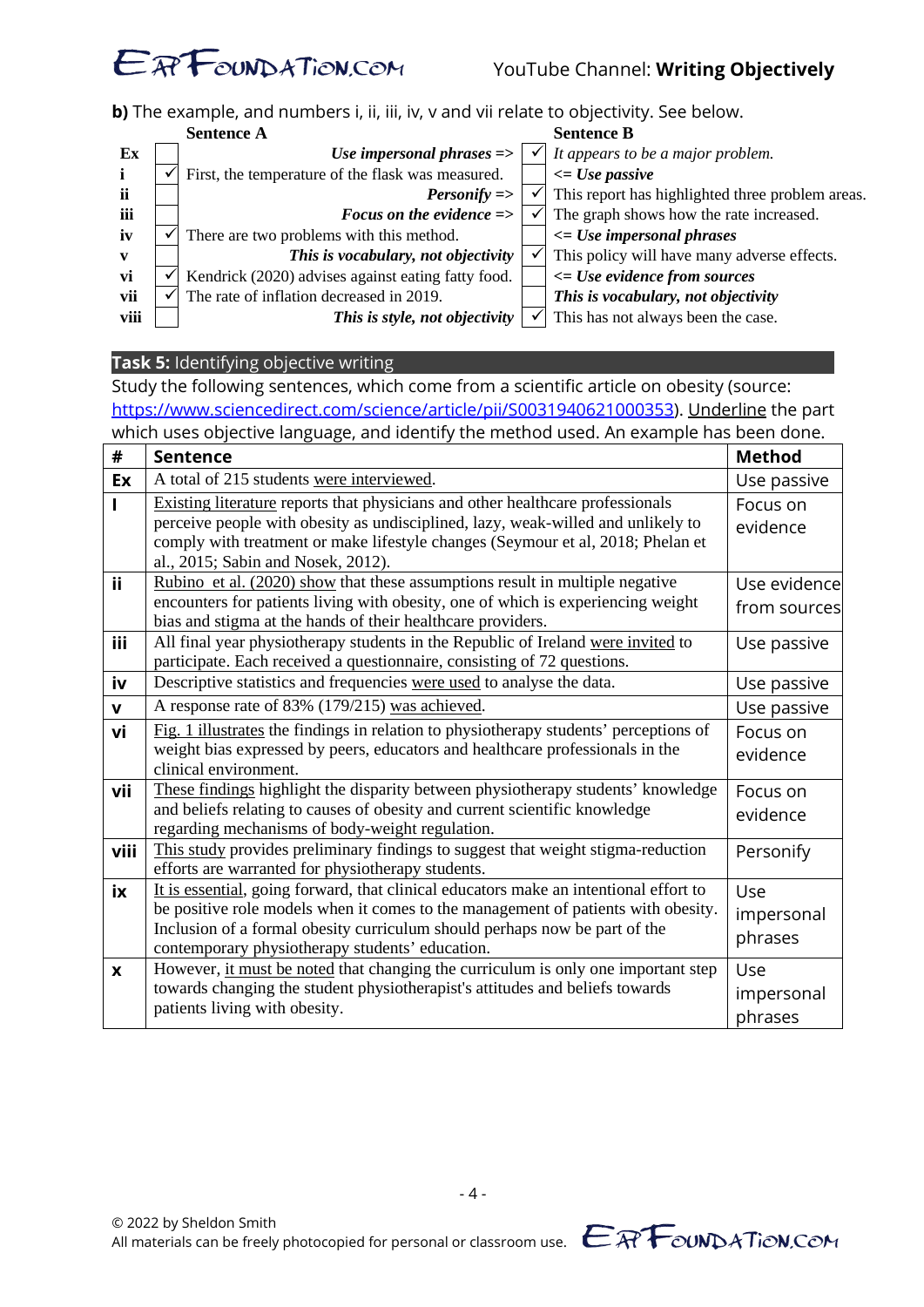**b)** The example, and numbers i, ii, iii, iv, v and vii relate to objectivity. See below.

| | | Sentence A | | Sentence B |
|---|---|---|---|---|
| Ex | | ***Use impersonal phrases =>*** | ✓ | *It appears to be a major problem.* |
| i | ✓ | First, the temperature of the flask was measured. | | ***<= Use passive*** |
| ii | | ***Personify =>*** | ✓ | This report has highlighted three problem areas. |
| iii | | ***Focus on the evidence =>*** | ✓ | The graph shows how the rate increased. |
| iv | ✓ | There are two problems with this method. | | ***<= Use impersonal phrases*** |
| v | | ***This is vocabulary, not objectivity*** | ✓ | This policy will have many adverse effects. |
| vi | ✓ | Kendrick (2020) advises against eating fatty food. | | ***<= Use evidence from sources*** |
| vii | ✓ | The rate of inflation decreased in 2019. | | ***This is vocabulary, not objectivity*** |
| viii | | ***This is style, not objectivity*** | ✓ | This has not always been the case. |

## Task 5: Identifying objective writing

Study the following sentences, which come from a scientific article on obesity (source: https://www.sciencedirect.com/science/article/pii/S0031940621000353). Underline the part which uses objective language, and identify the method used. An example has been done.

| # | Sentence | Method |
|---|---|---|
| **Ex** | A total of 215 students <u>were interviewed</u>. | Use passive |
| **I** | <u>Existing literature</u> reports that physicians and other healthcare professionals perceive people with obesity as undisciplined, lazy, weak-willed and unlikely to comply with treatment or make lifestyle changes (Seymour et al, 2018; Phelan et al., 2015; Sabin and Nosek, 2012). | Focus on evidence |
| **ii** | <u>Rubino et al. (2020) show</u> that these assumptions result in multiple negative encounters for patients living with obesity, one of which is experiencing weight bias and stigma at the hands of their healthcare providers. | Use evidence from sources |
| **iii** | All final year physiotherapy students in the Republic of Ireland <u>were invited</u> to participate. Each received a questionnaire, consisting of 72 questions. | Use passive |
| **iv** | Descriptive statistics and frequencies <u>were used</u> to analyse the data. | Use passive |
| **v** | A response rate of 83% (179/215) <u>was achieved</u>. | Use passive |
| **vi** | <u>Fig. 1 illustrates</u> the findings in relation to physiotherapy students' perceptions of weight bias expressed by peers, educators and healthcare professionals in the clinical environment. | Focus on evidence |
| **vii** | <u>These findings</u> highlight the disparity between physiotherapy students' knowledge and beliefs relating to causes of obesity and current scientific knowledge regarding mechanisms of body-weight regulation. | Focus on evidence |
| **viii** | <u>This study</u> provides preliminary findings to suggest that weight stigma-reduction efforts are warranted for physiotherapy students. | Personify |
| **ix** | <u>It is essential</u>, going forward, that clinical educators make an intentional effort to be positive role models when it comes to the management of patients with obesity. Inclusion of a formal obesity curriculum should perhaps now be part of the contemporary physiotherapy students' education. | Use impersonal phrases |
| **x** | However, <u>it must be noted</u> that changing the curriculum is only one important step towards changing the student physiotherapist's attitudes and beliefs towards patients living with obesity. | Use impersonal phrases |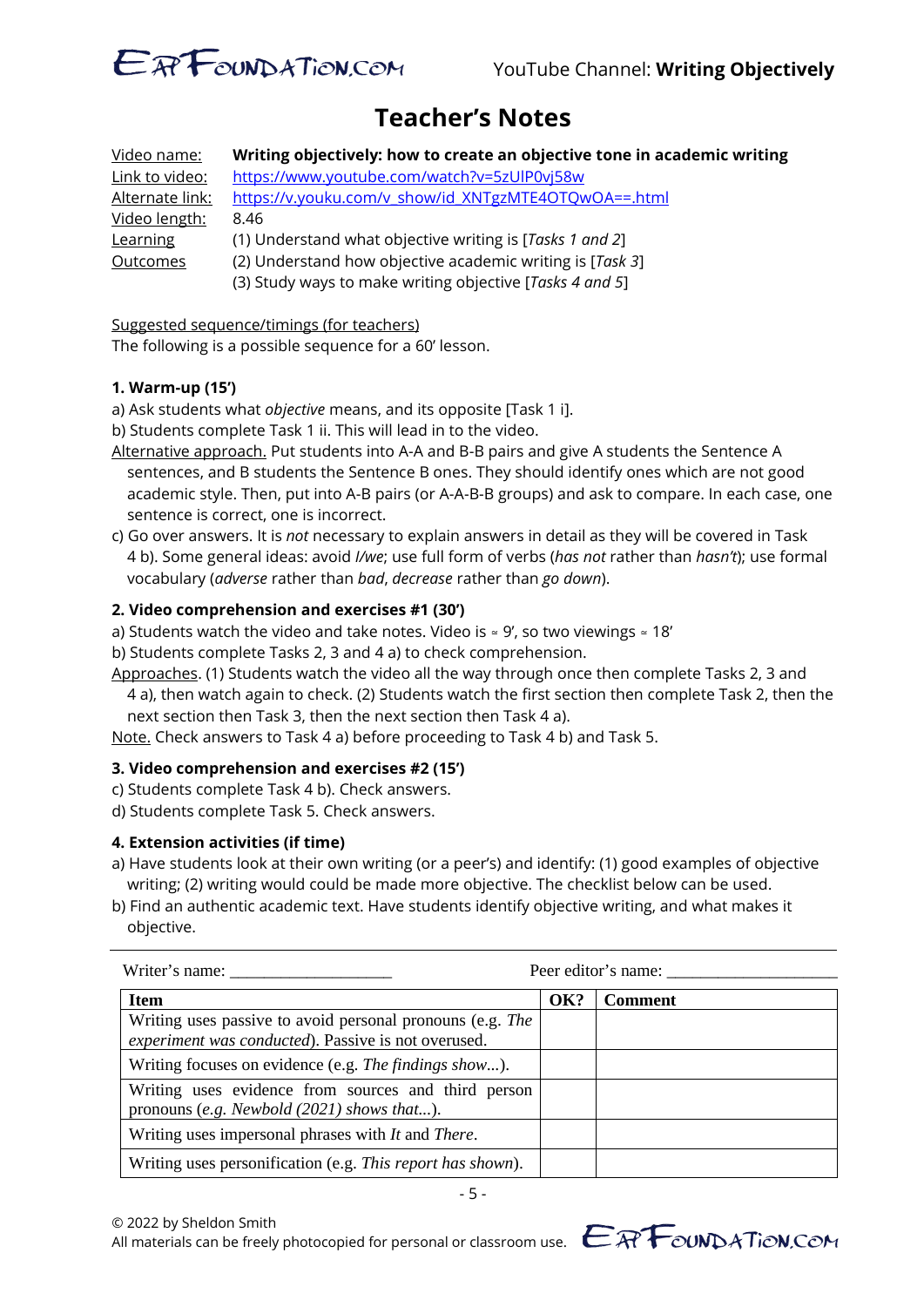# Teacher's Notes

| | |
|---|---|
| Video name: | **Writing objectively: how to create an objective tone in academic writing** |
| Link to video: | https://www.youtube.com/watch?v=5zUlP0vj58w |
| Alternate link: | https://v.youku.com/v_show/id_XNTgzMTE4OTQwOA==.html |
| Video length: | 8.46 |
| Learning Outcomes | (1) Understand what objective writing is [*Tasks 1 and 2*]<br>(2) Understand how objective academic writing is [*Task 3*]<br>(3) Study ways to make writing objective [*Tasks 4 and 5*] |

Suggested sequence/timings (for teachers)

The following is a possible sequence for a 60' lesson.

**1. Warm-up (15')**

a) Ask students what *objective* means, and its opposite [Task 1 i].

b) Students complete Task 1 ii. This will lead in to the video.

Alternative approach. Put students into A-A and B-B pairs and give A students the Sentence A sentences, and B students the Sentence B ones. They should identify ones which are not good academic style. Then, put into A-B pairs (or A-A-B-B groups) and ask to compare. In each case, one sentence is correct, one is incorrect.

c) Go over answers. It is *not* necessary to explain answers in detail as they will be covered in Task 4 b). Some general ideas: avoid *I/we*; use full form of verbs (*has not* rather than *hasn't*); use formal vocabulary (*adverse* rather than *bad*, *decrease* rather than *go down*).

**2. Video comprehension and exercises #1 (30')**

a) Students watch the video and take notes. Video is ≈ 9', so two viewings ≈ 18'

b) Students complete Tasks 2, 3 and 4 a) to check comprehension.

Approaches. (1) Students watch the video all the way through once then complete Tasks 2, 3 and 4 a), then watch again to check. (2) Students watch the first section then complete Task 2, then the next section then Task 3, then the next section then Task 4 a).

Note. Check answers to Task 4 a) before proceeding to Task 4 b) and Task 5.

**3. Video comprehension and exercises #2 (15')**

c) Students complete Task 4 b). Check answers.

d) Students complete Task 5. Check answers.

**4. Extension activities (if time)**

a) Have students look at their own writing (or a peer's) and identify: (1) good examples of objective writing; (2) writing would could be made more objective. The checklist below can be used.

b) Find an authentic academic text. Have students identify objective writing, and what makes it objective.

---

Writer's name: ____________________ Peer editor's name: ____________________

| Item | OK? | Comment |
|---|---|---|
| Writing uses passive to avoid personal pronouns (e.g. *The experiment was conducted*). Passive is not overused. | | |
| Writing focuses on evidence (e.g. *The findings show...*). | | |
| Writing uses evidence from sources and third person pronouns (*e.g. Newbold (2021) shows that...*). | | |
| Writing uses impersonal phrases with *It* and *There*. | | |
| Writing uses personification (e.g. *This report has shown*). | | |

© 2022 by Sheldon Smith
All materials can be freely photocopied for personal or classroom use.